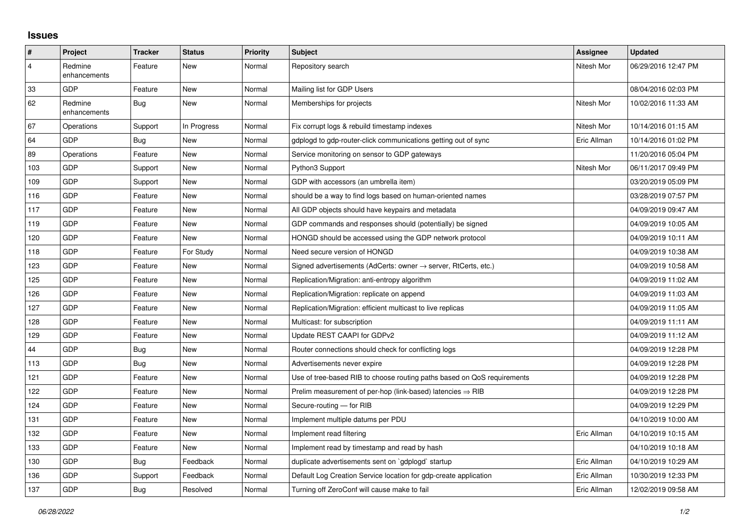## Issues

| # | Project | Tracker | Status | Priority | Subject | Assignee | Updated |
| --- | --- | --- | --- | --- | --- | --- | --- |
| 4 | Redmine enhancements | Feature | New | Normal | Repository search | Nitesh Mor | 06/29/2016 12:47 PM |
| 33 | GDP | Feature | New | Normal | Mailing list for GDP Users | | 08/04/2016 02:03 PM |
| 62 | Redmine enhancements | Bug | New | Normal | Memberships for projects | Nitesh Mor | 10/02/2016 11:33 AM |
| 67 | Operations | Support | In Progress | Normal | Fix corrupt logs & rebuild timestamp indexes | Nitesh Mor | 10/14/2016 01:15 AM |
| 64 | GDP | Bug | New | Normal | gdplogd to gdp-router-click communications getting out of sync | Eric Allman | 10/14/2016 01:02 PM |
| 89 | Operations | Feature | New | Normal | Service monitoring on sensor to GDP gateways | | 11/20/2016 05:04 PM |
| 103 | GDP | Support | New | Normal | Python3 Support | Nitesh Mor | 06/11/2017 09:49 PM |
| 109 | GDP | Support | New | Normal | GDP with accessors (an umbrella item) | | 03/20/2019 05:09 PM |
| 116 | GDP | Feature | New | Normal | should be a way to find logs based on human-oriented names | | 03/28/2019 07:57 PM |
| 117 | GDP | Feature | New | Normal | All GDP objects should have keypairs and metadata | | 04/09/2019 09:47 AM |
| 119 | GDP | Feature | New | Normal | GDP commands and responses should (potentially) be signed | | 04/09/2019 10:05 AM |
| 120 | GDP | Feature | New | Normal | HONGD should be accessed using the GDP network protocol | | 04/09/2019 10:11 AM |
| 118 | GDP | Feature | For Study | Normal | Need secure version of HONGD | | 04/09/2019 10:38 AM |
| 123 | GDP | Feature | New | Normal | Signed advertisements (AdCerts: owner → server, RtCerts, etc.) | | 04/09/2019 10:58 AM |
| 125 | GDP | Feature | New | Normal | Replication/Migration: anti-entropy algorithm | | 04/09/2019 11:02 AM |
| 126 | GDP | Feature | New | Normal | Replication/Migration: replicate on append | | 04/09/2019 11:03 AM |
| 127 | GDP | Feature | New | Normal | Replication/Migration: efficient multicast to live replicas | | 04/09/2019 11:05 AM |
| 128 | GDP | Feature | New | Normal | Multicast: for subscription | | 04/09/2019 11:11 AM |
| 129 | GDP | Feature | New | Normal | Update REST CAAPI for GDPv2 | | 04/09/2019 11:12 AM |
| 44 | GDP | Bug | New | Normal | Router connections should check for conflicting logs | | 04/09/2019 12:28 PM |
| 113 | GDP | Bug | New | Normal | Advertisements never expire | | 04/09/2019 12:28 PM |
| 121 | GDP | Feature | New | Normal | Use of tree-based RIB to choose routing paths based on QoS requirements | | 04/09/2019 12:28 PM |
| 122 | GDP | Feature | New | Normal | Prelim measurement of per-hop (link-based) latencies ⇒ RIB | | 04/09/2019 12:28 PM |
| 124 | GDP | Feature | New | Normal | Secure-routing — for RIB | | 04/09/2019 12:29 PM |
| 131 | GDP | Feature | New | Normal | Implement multiple datums per PDU | | 04/10/2019 10:00 AM |
| 132 | GDP | Feature | New | Normal | Implement read filtering | Eric Allman | 04/10/2019 10:15 AM |
| 133 | GDP | Feature | New | Normal | Implement read by timestamp and read by hash | | 04/10/2019 10:18 AM |
| 130 | GDP | Bug | Feedback | Normal | duplicate advertisements sent on `gdplogd` startup | Eric Allman | 04/10/2019 10:29 AM |
| 136 | GDP | Support | Feedback | Normal | Default Log Creation Service location for gdp-create application | Eric Allman | 10/30/2019 12:33 PM |
| 137 | GDP | Bug | Resolved | Normal | Turning off ZeroConf will cause make to fail | Eric Allman | 12/02/2019 09:58 AM |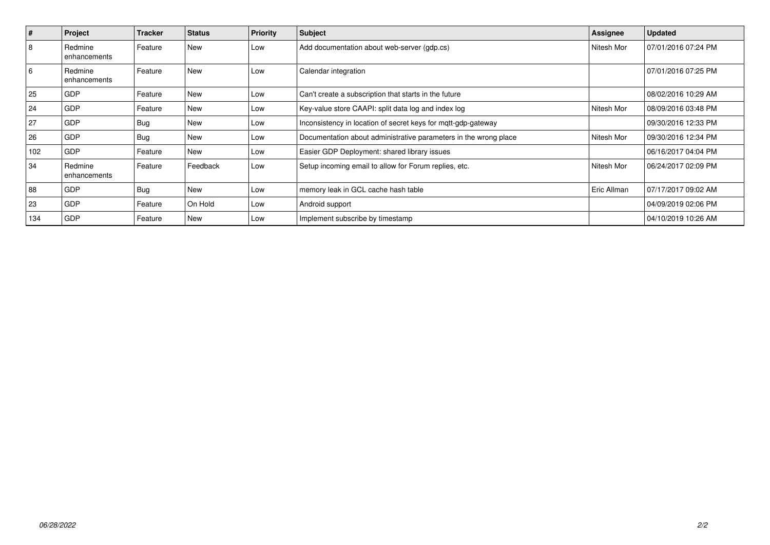| # | Project | Tracker | Status | Priority | Subject | Assignee | Updated |
|---|---|---|---|---|---|---|---|
| 8 | Redmine enhancements | Feature | New | Low | Add documentation about web-server (gdp.cs) | Nitesh Mor | 07/01/2016 07:24 PM |
| 6 | Redmine enhancements | Feature | New | Low | Calendar integration | | 07/01/2016 07:25 PM |
| 25 | GDP | Feature | New | Low | Can't create a subscription that starts in the future | | 08/02/2016 10:29 AM |
| 24 | GDP | Feature | New | Low | Key-value store CAAPI: split data log and index log | Nitesh Mor | 08/09/2016 03:48 PM |
| 27 | GDP | Bug | New | Low | Inconsistency in location of secret keys for mqtt-gdp-gateway | | 09/30/2016 12:33 PM |
| 26 | GDP | Bug | New | Low | Documentation about administrative parameters in the wrong place | Nitesh Mor | 09/30/2016 12:34 PM |
| 102 | GDP | Feature | New | Low | Easier GDP Deployment: shared library issues | | 06/16/2017 04:04 PM |
| 34 | Redmine enhancements | Feature | Feedback | Low | Setup incoming email to allow for Forum replies, etc. | Nitesh Mor | 06/24/2017 02:09 PM |
| 88 | GDP | Bug | New | Low | memory leak in GCL cache hash table | Eric Allman | 07/17/2017 09:02 AM |
| 23 | GDP | Feature | On Hold | Low | Android support | | 04/09/2019 02:06 PM |
| 134 | GDP | Feature | New | Low | Implement subscribe by timestamp | | 04/10/2019 10:26 AM |